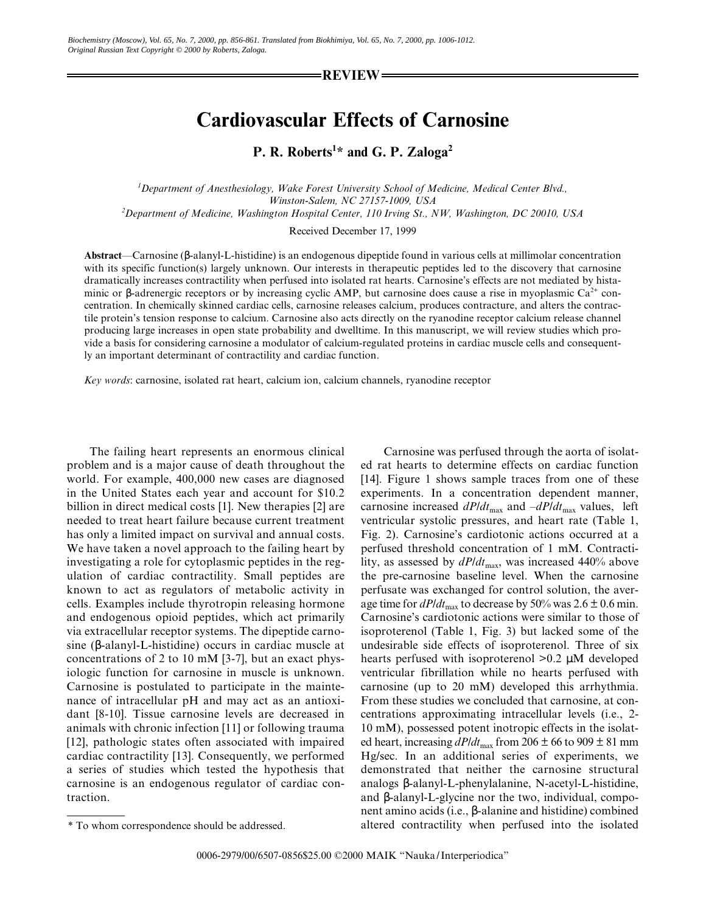**REVIEW**

# Cardiovascular Effects of Carnosine

**P. R. Roberts[1]* and G. P. Zaloga[2]**

[1]Department of Anesthesiology, Wake Forest University School of Medicine, Medical Center Blvd., Winston-Salem, NC 27157-1009, USA

[2]Department of Medicine, Washington Hospital Center, 110 Irving St., NW, Washington, DC 20010, USA

Received December 17, 1999

**Abstract**—Carnosine (β-alanyl-L-histidine) is an endogenous dipeptide found in various cells at millimolar concentration with its specific function(s) largely unknown. Our interests in therapeutic peptides led to the discovery that carnosine dramatically increases contractility when perfused into isolated rat hearts. Carnosine's effects are not mediated by histaminic or β-adrenergic receptors or by increasing cyclic AMP, but carnosine does cause a rise in myoplasmic $Ca^{2+}$ concentration. In chemically skinned cardiac cells, carnosine releases calcium, produces contracture, and alters the contractile protein's tension response to calcium. Carnosine also acts directly on the ryanodine receptor calcium release channel producing large increases in open state probability and dwelltime. In this manuscript, we will review studies which provide a basis for considering carnosine a modulator of calcium-regulated proteins in cardiac muscle cells and consequently an important determinant of contractility and cardiac function.

*Key words*: carnosine, isolated rat heart, calcium ion, calcium channels, ryanodine receptor

The failing heart represents an enormous clinical problem and is a major cause of death throughout the world. For example, 400,000 new cases are diagnosed in the United States each year and account for $10.2 billion in direct medical costs [1]. New therapies [2] are needed to treat heart failure because current treatment has only a limited impact on survival and annual costs. We have taken a novel approach to the failing heart by investigating a role for cytoplasmic peptides in the regulation of cardiac contractility. Small peptides are known to act as regulators of metabolic activity in cells. Examples include thyrotropin releasing hormone and endogenous opioid peptides, which act primarily via extracellular receptor systems. The dipeptide carnosine (β-alanyl-L-histidine) occurs in cardiac muscle at concentrations of 2 to 10 mM [3-7], but an exact physiologic function for carnosine in muscle is unknown. Carnosine is postulated to participate in the maintenance of intracellular pH and may act as an antioxidant [8-10]. Tissue carnosine levels are decreased in animals with chronic infection [11] or following trauma [12], pathologic states often associated with impaired cardiac contractility [13]. Consequently, we performed a series of studies which tested the hypothesis that carnosine is an endogenous regulator of cardiac contraction.

Carnosine was perfused through the aorta of isolated rat hearts to determine effects on cardiac function [14]. Figure 1 shows sample traces from one of these experiments. In a concentration dependent manner, carnosine increased $dP/dt_{max}$ and $-dP/dt_{max}$ values, left ventricular systolic pressures, and heart rate (Table 1, Fig. 2). Carnosine's cardiotonic actions occurred at a perfused threshold concentration of 1 mM. Contractility, as assessed by $dP/dt_{max}$, was increased 440% above the pre-carnosine baseline level. When the carnosine perfusate was exchanged for control solution, the average time for $dP/dt_{max}$ to decrease by 50% was 2.6 ± 0.6 min. Carnosine's cardiotonic actions were similar to those of isoproterenol (Table 1, Fig. 3) but lacked some of the undesirable side effects of isoproterenol. Three of six hearts perfused with isoproterenol >0.2 μM developed ventricular fibrillation while no hearts perfused with carnosine (up to 20 mM) developed this arrhythmia. From these studies we concluded that carnosine, at concentrations approximating intracellular levels (i.e., 2-10 mM), possessed potent inotropic effects in the isolated heart, increasing $dP/dt_{max}$ from 206 ± 66 to 909 ± 81 mm Hg/sec. In an additional series of experiments, we demonstrated that neither the carnosine structural analogs β-alanyl-L-phenylalanine, N-acetyl-L-histidine, and β-alanyl-L-glycine nor the two, individual, component amino acids (i.e., β-alanine and histidine) combined altered contractility when perfused into the isolated

* To whom correspondence should be addressed.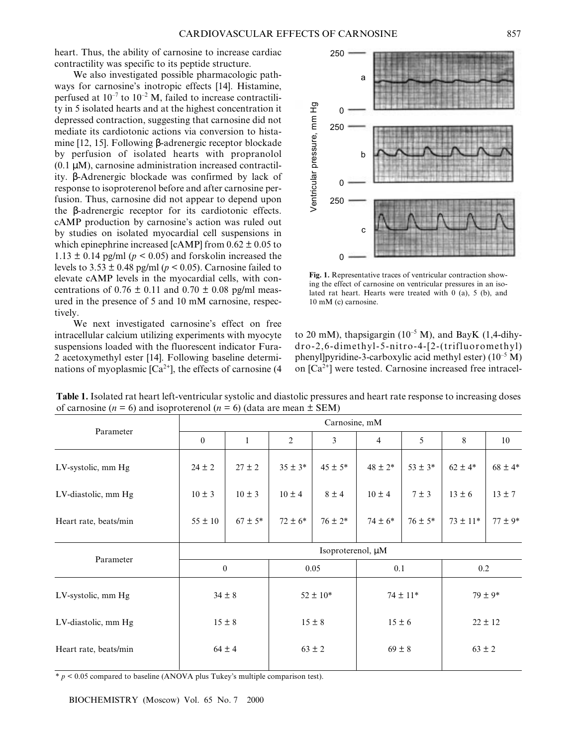heart. Thus, the ability of carnosine to increase cardiac contractility was specific to its peptide structure.

We also investigated possible pharmacologic pathways for carnosine's inotropic effects [14]. Histamine, perfused at $10^{-7}$ to $10^{-2}$ M, failed to increase contractility in 5 isolated hearts and at the highest concentration it depressed contraction, suggesting that carnosine did not mediate its cardiotonic actions via conversion to histamine [12, 15]. Following β-adrenergic receptor blockade by perfusion of isolated hearts with propranolol (0.1 μM), carnosine administration increased contractility. β-Adrenergic blockade was confirmed by lack of response to isoproterenol before and after carnosine perfusion. Thus, carnosine did not appear to depend upon the β-adrenergic receptor for its cardiotonic effects. cAMP production by carnosine's action was ruled out by studies on isolated myocardial cell suspensions in which epinephrine increased [cAMP] from 0.62 ± 0.05 to 1.13 ± 0.14 pg/ml ($p < 0.05$) and forskolin increased the levels to 3.53 ± 0.48 pg/ml ($p < 0.05$). Carnosine failed to elevate cAMP levels in the myocardial cells, with concentrations of 0.76 ± 0.11 and 0.70 ± 0.08 pg/ml measured in the presence of 5 and 10 mM carnosine, respectively.

We next investigated carnosine's effect on free intracellular calcium utilizing experiments with myocyte suspensions loaded with the fluorescent indicator Fura-2 acetoxymethyl ester [14]. Following baseline determinations of myoplasmic [$Ca^{2+}$], the effects of carnosine (4 to 20 mM), thapsigargin ($10^{-5}$ M), and BayK (1,4-dihydro-2,6-dimethyl-5-nitro-4-[2-(trifluoromethyl) phenyl]pyridine-3-carboxylic acid methyl ester) ($10^{-5}$ M) on [$Ca^{2+}$] were tested. Carnosine increased free intracel-

**Fig. 1.** Representative traces of ventricular contraction showing the effect of carnosine on ventricular pressures in an isolated rat heart. Hearts were treated with 0 (a), 5 (b), and 10 mM (c) carnosine.

**Table 1.** Isolated rat heart left-ventricular systolic and diastolic pressures and heart rate response to increasing doses of carnosine ($n = 6$) and isoproterenol ($n = 6$) (data are mean ± SEM)

| Parameter | Carnosine, mM | | | | | | | |
|---|---|---|---|---|---|---|---|---|
| | 0 | 1 | 2 | 3 | 4 | 5 | 8 | 10 |
| LV-systolic, mm Hg | 24 ± 2 | 27 ± 2 | 35 ± 3* | 45 ± 5* | 48 ± 2* | 53 ± 3* | 62 ± 4* | 68 ± 4* |
| LV-diastolic, mm Hg | 10 ± 3 | 10 ± 3 | 10 ± 4 | 8 ± 4 | 10 ± 4 | 7 ± 3 | 13 ± 6 | 13 ± 7 |
| Heart rate, beats/min | 55 ± 10 | 67 ± 5* | 72 ± 6* | 76 ± 2* | 74 ± 6* | 76 ± 5* | 73 ± 11* | 77 ± 9* |

| Parameter | Isoproterenol, μM | | | |
|---|---|---|---|---|
| | 0 | 0.05 | 0.1 | 0.2 |
| LV-systolic, mm Hg | 34 ± 8 | 52 ± 10* | 74 ± 11* | 79 ± 9* |
| LV-diastolic, mm Hg | 15 ± 8 | 15 ± 8 | 15 ± 6 | 22 ± 12 |
| Heart rate, beats/min | 64 ± 4 | 63 ± 2 | 69 ± 8 | 63 ± 2 |

* $p < 0.05$ compared to baseline (ANOVA plus Tukey's multiple comparison test).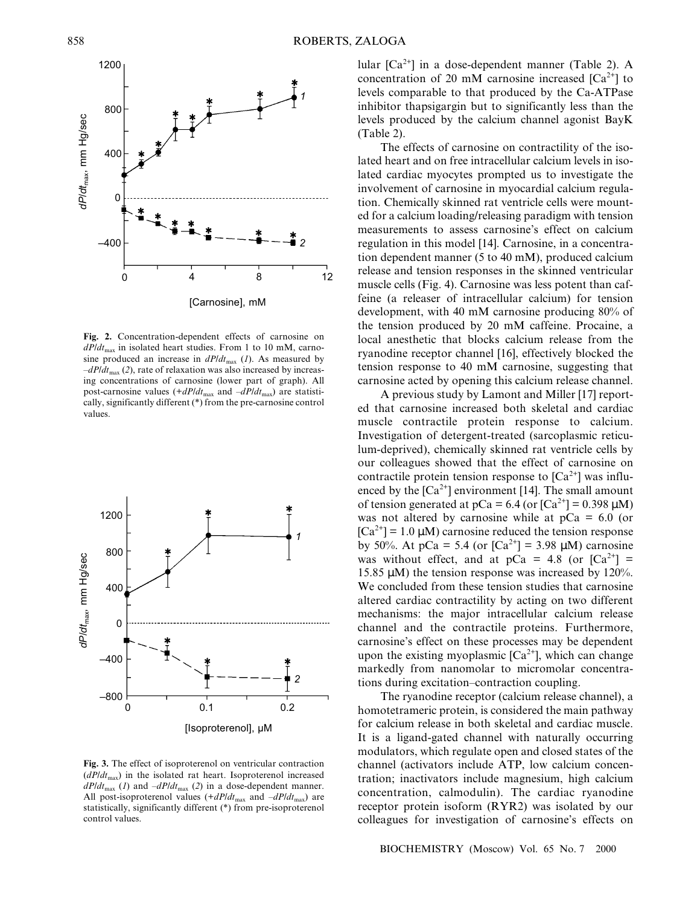**Fig. 2.** Concentration-dependent effects of carnosine on $dP/dt_{max}$ in isolated heart studies. From 1 to 10 mM, carnosine produced an increase in $dP/dt_{max}$ (*1*). As measured by $-dP/dt_{max}$ (*2*), rate of relaxation was also increased by increasing concentrations of carnosine (lower part of graph). All post-carnosine values ($+dP/dt_{max}$ and $-dP/dt_{max}$) are statistically, significantly different (*) from the pre-carnosine control values.

**Fig. 3.** The effect of isoproterenol on ventricular contraction ($dP/dt_{max}$) in the isolated rat heart. Isoproterenol increased $dP/dt_{max}$ (*1*) and $-dP/dt_{max}$ (*2*) in a dose-dependent manner. All post-isoproterenol values ($+dP/dt_{max}$ and $-dP/dt_{max}$) are statistically, significantly different (*) from pre-isoproterenol control values.

lular $[Ca^{2+}]$ in a dose-dependent manner (Table 2). A concentration of 20 mM carnosine increased $[Ca^{2+}]$ to levels comparable to that produced by the Ca-ATPase inhibitor thapsigargin but to significantly less than the levels produced by the calcium channel agonist BayK (Table 2).

The effects of carnosine on contractility of the isolated heart and on free intracellular calcium levels in isolated cardiac myocytes prompted us to investigate the involvement of carnosine in myocardial calcium regulation. Chemically skinned rat ventricle cells were mounted for a calcium loading/releasing paradigm with tension measurements to assess carnosine's effect on calcium regulation in this model [14]. Carnosine, in a concentration dependent manner (5 to 40 mM), produced calcium release and tension responses in the skinned ventricular muscle cells (Fig. 4). Carnosine was less potent than caffeine (a releaser of intracellular calcium) for tension development, with 40 mM carnosine producing 80% of the tension produced by 20 mM caffeine. Procaine, a local anesthetic that blocks calcium release from the ryanodine receptor channel [16], effectively blocked the tension response to 40 mM carnosine, suggesting that carnosine acted by opening this calcium release channel.

A previous study by Lamont and Miller [17] reported that carnosine increased both skeletal and cardiac muscle contractile protein response to calcium. Investigation of detergent-treated (sarcoplasmic reticulum-deprived), chemically skinned rat ventricle cells by our colleagues showed that the effect of carnosine on contractile protein tension response to $[Ca^{2+}]$ was influenced by the $[Ca^{2+}]$ environment [14]. The small amount of tension generated at pCa = 6.4 (or $[Ca^{2+}]$ = 0.398 μM) was not altered by carnosine while at pCa = 6.0 (or $[Ca^{2+}]$ = 1.0 μM) carnosine reduced the tension response by 50%. At pCa = 5.4 (or $[Ca^{2+}]$ = 3.98 μM) carnosine was without effect, and at pCa = 4.8 (or $[Ca^{2+}]$ = 15.85 μM) the tension response was increased by 120%. We concluded from these tension studies that carnosine altered cardiac contractility by acting on two different mechanisms: the major intracellular calcium release channel and the contractile proteins. Furthermore, carnosine's effect on these processes may be dependent upon the existing myoplasmic $[Ca^{2+}]$, which can change markedly from nanomolar to micromolar concentrations during excitation–contraction coupling.

The ryanodine receptor (calcium release channel), a homotetrameric protein, is considered the main pathway for calcium release in both skeletal and cardiac muscle. It is a ligand-gated channel with naturally occurring modulators, which regulate open and closed states of the channel (activators include ATP, low calcium concentration; inactivators include magnesium, high calcium concentration, calmodulin). The cardiac ryanodine receptor protein isoform (RYR2) was isolated by our colleagues for investigation of carnosine's effects on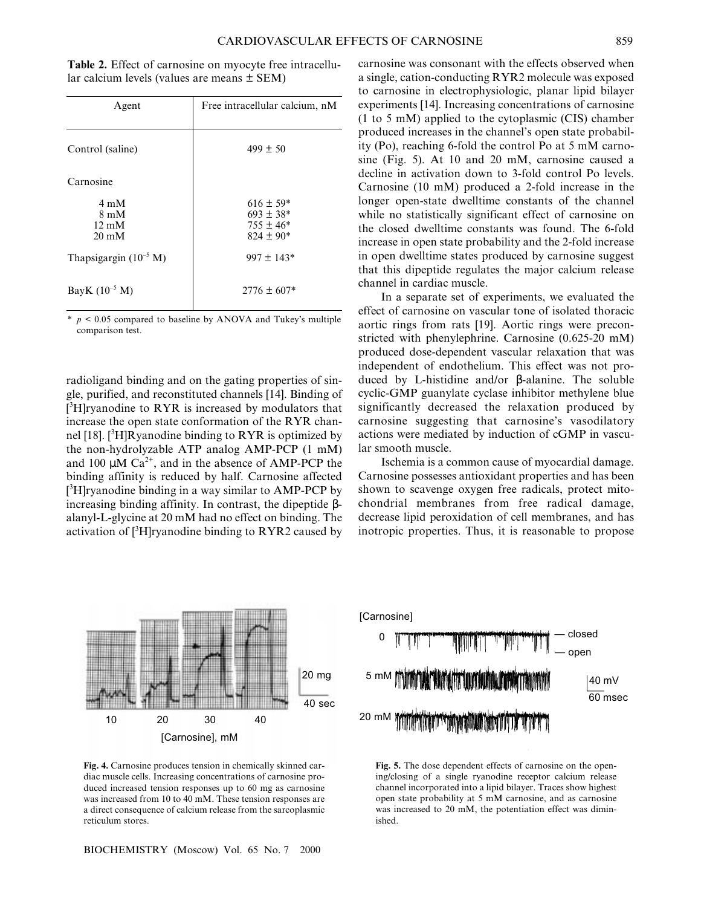**Table 2.** Effect of carnosine on myocyte free intracellular calcium levels (values are means ± SEM)

| Agent | Free intracellular calcium, nM |
|---|---|
| Control (saline) | 499 ± 50 |
| Carnosine | |
| 4 mM | 616 ± 59* |
| 8 mM | 693 ± 38* |
| 12 mM | 755 ± 46* |
| 20 mM | 824 ± 90* |
| Thapsigargin ($10^{-5}$ M) | 997 ± 143* |
| BayK ($10^{-5}$ M) | 2776 ± 607* |

\* $p < 0.05$ compared to baseline by ANOVA and Tukey's multiple comparison test.

radioligand binding and on the gating properties of single, purified, and reconstituted channels [14]. Binding of [$^3$H]ryanodine to RYR is increased by modulators that increase the open state conformation of the RYR channel [18]. [$^3$H]Ryanodine binding to RYR is optimized by the non-hydrolyzable ATP analog AMP-PCP (1 mM) and 100 μM $Ca^{2+}$, and in the absence of AMP-PCP the binding affinity is reduced by half. Carnosine affected [$^3$H]ryanodine binding in a way similar to AMP-PCP by increasing binding affinity. In contrast, the dipeptide β-alanyl-L-glycine at 20 mM had no effect on binding. The activation of [$^3$H]ryanodine binding to RYR2 caused by carnosine was consonant with the effects observed when a single, cation-conducting RYR2 molecule was exposed to carnosine in electrophysiologic, planar lipid bilayer experiments [14]. Increasing concentrations of carnosine (1 to 5 mM) applied to the cytoplasmic (CIS) chamber produced increases in the channel's open state probability (Po), reaching 6-fold the control Po at 5 mM carnosine (Fig. 5). At 10 and 20 mM, carnosine caused a decline in activation down to 3-fold control Po levels. Carnosine (10 mM) produced a 2-fold increase in the longer open-state dwelltime constants of the channel while no statistically significant effect of carnosine on the closed dwelltime constants was found. The 6-fold increase in open state probability and the 2-fold increase in open dwelltime states produced by carnosine suggest that this dipeptide regulates the major calcium release channel in cardiac muscle.

In a separate set of experiments, we evaluated the effect of carnosine on vascular tone of isolated thoracic aortic rings from rats [19]. Aortic rings were preconstricted with phenylephrine. Carnosine (0.625-20 mM) produced dose-dependent vascular relaxation that was independent of endothelium. This effect was not produced by L-histidine and/or β-alanine. The soluble cyclic-GMP guanylate cyclase inhibitor methylene blue significantly decreased the relaxation produced by carnosine suggesting that carnosine's vasodilatory actions were mediated by induction of cGMP in vascular smooth muscle.

Ischemia is a common cause of myocardial damage. Carnosine possesses antioxidant properties and has been shown to scavenge oxygen free radicals, protect mitochondrial membranes from free radical damage, decrease lipid peroxidation of cell membranes, and has inotropic properties. Thus, it is reasonable to propose

**Fig. 4.** Carnosine produces tension in chemically skinned cardiac muscle cells. Increasing concentrations of carnosine produced increased tension responses up to 60 mg as carnosine was increased from 10 to 40 mM. These tension responses are a direct consequence of calcium release from the sarcoplasmic reticulum stores.

**Fig. 5.** The dose dependent effects of carnosine on the opening/closing of a single ryanodine receptor calcium release channel incorporated into a lipid bilayer. Traces show highest open state probability at 5 mM carnosine, and as carnosine was increased to 20 mM, the potentiation effect was diminished.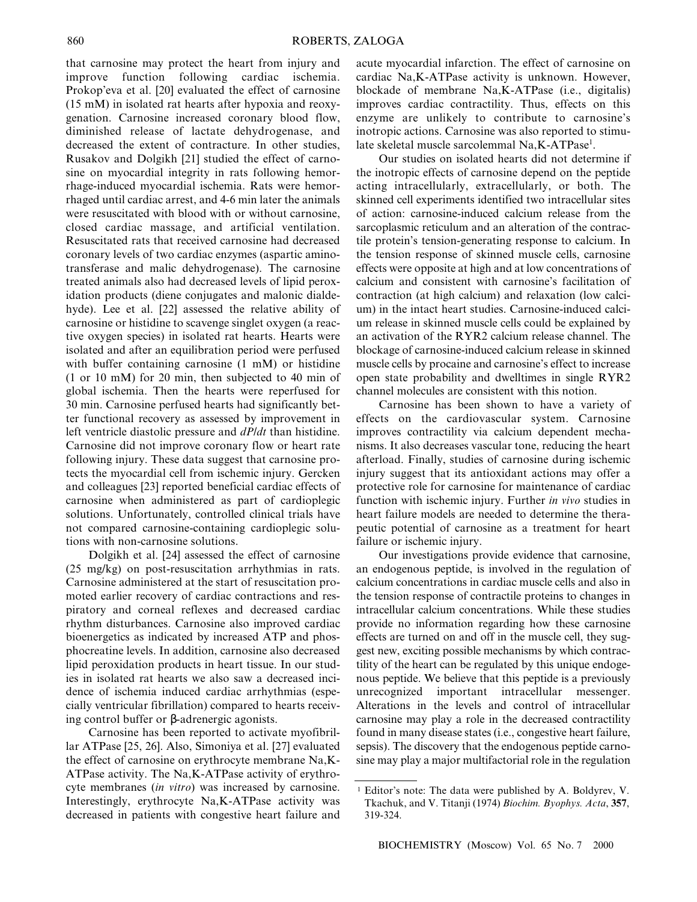that carnosine may protect the heart from injury and improve function following cardiac ischemia. Prokop'eva et al. [20] evaluated the effect of carnosine (15 mM) in isolated rat hearts after hypoxia and reoxygenation. Carnosine increased coronary blood flow, diminished release of lactate dehydrogenase, and decreased the extent of contracture. In other studies, Rusakov and Dolgikh [21] studied the effect of carnosine on myocardial integrity in rats following hemorrhage-induced myocardial ischemia. Rats were hemorrhaged until cardiac arrest, and 4-6 min later the animals were resuscitated with blood with or without carnosine, closed cardiac massage, and artificial ventilation. Resuscitated rats that received carnosine had decreased coronary levels of two cardiac enzymes (aspartic aminotransferase and malic dehydrogenase). The carnosine treated animals also had decreased levels of lipid peroxidation products (diene conjugates and malonic dialdehyde). Lee et al. [22] assessed the relative ability of carnosine or histidine to scavenge singlet oxygen (a reactive oxygen species) in isolated rat hearts. Hearts were isolated and after an equilibration period were perfused with buffer containing carnosine (1 mM) or histidine (1 or 10 mM) for 20 min, then subjected to 40 min of global ischemia. Then the hearts were reperfused for 30 min. Carnosine perfused hearts had significantly better functional recovery as assessed by improvement in left ventricle diastolic pressure and $dP/dt$ than histidine. Carnosine did not improve coronary flow or heart rate following injury. These data suggest that carnosine protects the myocardial cell from ischemic injury. Gercken and colleagues [23] reported beneficial cardiac effects of carnosine when administered as part of cardioplegic solutions. Unfortunately, controlled clinical trials have not compared carnosine-containing cardioplegic solutions with non-carnosine solutions.

Dolgikh et al. [24] assessed the effect of carnosine (25 mg/kg) on post-resuscitation arrhythmias in rats. Carnosine administered at the start of resuscitation promoted earlier recovery of cardiac contractions and respiratory and corneal reflexes and decreased cardiac rhythm disturbances. Carnosine also improved cardiac bioenergetics as indicated by increased ATP and phosphocreatine levels. In addition, carnosine also decreased lipid peroxidation products in heart tissue. In our studies in isolated rat hearts we also saw a decreased incidence of ischemia induced cardiac arrhythmias (especially ventricular fibrillation) compared to hearts receiving control buffer or β-adrenergic agonists.

Carnosine has been reported to activate myofibrillar ATPase [25, 26]. Also, Simoniya et al. [27] evaluated the effect of carnosine on erythrocyte membrane Na,K-ATPase activity. The Na,K-ATPase activity of erythrocyte membranes (*in vitro*) was increased by carnosine. Interestingly, erythrocyte Na,K-ATPase activity was decreased in patients with congestive heart failure and acute myocardial infarction. The effect of carnosine on cardiac Na,K-ATPase activity is unknown. However, blockade of membrane Na,K-ATPase (i.e., digitalis) improves cardiac contractility. Thus, effects on this enzyme are unlikely to contribute to carnosine's inotropic actions. Carnosine was also reported to stimulate skeletal muscle sarcolemmal Na,K-ATPase[1].

Our studies on isolated hearts did not determine if the inotropic effects of carnosine depend on the peptide acting intracellularly, extracellularly, or both. The skinned cell experiments identified two intracellular sites of action: carnosine-induced calcium release from the sarcoplasmic reticulum and an alteration of the contractile protein's tension-generating response to calcium. In the tension response of skinned muscle cells, carnosine effects were opposite at high and at low concentrations of calcium and consistent with carnosine's facilitation of contraction (at high calcium) and relaxation (low calcium) in the intact heart studies. Carnosine-induced calcium release in skinned muscle cells could be explained by an activation of the RYR2 calcium release channel. The blockage of carnosine-induced calcium release in skinned muscle cells by procaine and carnosine's effect to increase open state probability and dwelltimes in single RYR2 channel molecules are consistent with this notion.

Carnosine has been shown to have a variety of effects on the cardiovascular system. Carnosine improves contractility via calcium dependent mechanisms. It also decreases vascular tone, reducing the heart afterload. Finally, studies of carnosine during ischemic injury suggest that its antioxidant actions may offer a protective role for carnosine for maintenance of cardiac function with ischemic injury. Further *in vivo* studies in heart failure models are needed to determine the therapeutic potential of carnosine as a treatment for heart failure or ischemic injury.

Our investigations provide evidence that carnosine, an endogenous peptide, is involved in the regulation of calcium concentrations in cardiac muscle cells and also in the tension response of contractile proteins to changes in intracellular calcium concentrations. While these studies provide no information regarding how these carnosine effects are turned on and off in the muscle cell, they suggest new, exciting possible mechanisms by which contractility of the heart can be regulated by this unique endogenous peptide. We believe that this peptide is a previously unrecognized important intracellular messenger. Alterations in the levels and control of intracellular carnosine may play a role in the decreased contractility found in many disease states (i.e., congestive heart failure, sepsis). The discovery that the endogenous peptide carnosine may play a major multifactorial role in the regulation

[1] Editor's note: The data were published by A. Boldyrev, V. Tkachuk, and V. Titanji (1974) *Biochim. Byophys. Acta*, **357**, 319-324.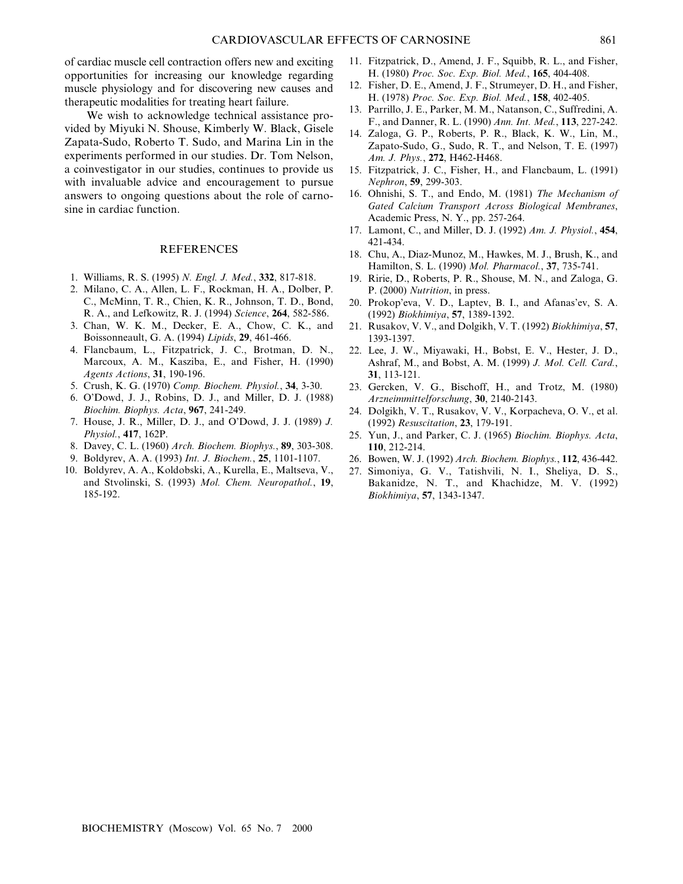of cardiac muscle cell contraction offers new and exciting opportunities for increasing our knowledge regarding muscle physiology and for discovering new causes and therapeutic modalities for treating heart failure.

We wish to acknowledge technical assistance provided by Miyuki N. Shouse, Kimberly W. Black, Gisele Zapata-Sudo, Roberto T. Sudo, and Marina Lin in the experiments performed in our studies. Dr. Tom Nelson, a coinvestigator in our studies, continues to provide us with invaluable advice and encouragement to pursue answers to ongoing questions about the role of carnosine in cardiac function.

## REFERENCES

1. Williams, R. S. (1995) *N. Engl. J. Med.*, **332**, 817-818.
2. Milano, C. A., Allen, L. F., Rockman, H. A., Dolber, P. C., McMinn, T. R., Chien, K. R., Johnson, T. D., Bond, R. A., and Lefkowitz, R. J. (1994) *Science*, **264**, 582-586.
3. Chan, W. K. M., Decker, E. A., Chow, C. K., and Boissonneault, G. A. (1994) *Lipids*, **29**, 461-466.
4. Flancbaum, L., Fitzpatrick, J. C., Brotman, D. N., Marcoux, A. M., Kasziba, E., and Fisher, H. (1990) *Agents Actions*, **31**, 190-196.
5. Crush, K. G. (1970) *Comp. Biochem. Physiol.*, **34**, 3-30.
6. O'Dowd, J. J., Robins, D. J., and Miller, D. J. (1988) *Biochim. Biophys. Acta*, **967**, 241-249.
7. House, J. R., Miller, D. J., and O'Dowd, J. J. (1989) *J. Physiol.*, **417**, 162P.
8. Davey, C. L. (1960) *Arch. Biochem. Biophys.*, **89**, 303-308.
9. Boldyrev, A. A. (1993) *Int. J. Biochem.*, **25**, 1101-1107.
10. Boldyrev, A. A., Koldobski, A., Kurella, E., Maltseva, V., and Stvolinski, S. (1993) *Mol. Chem. Neuropathol.*, **19**, 185-192.
11. Fitzpatrick, D., Amend, J. F., Squibb, R. L., and Fisher, H. (1980) *Proc. Soc. Exp. Biol. Med.*, **165**, 404-408.
12. Fisher, D. E., Amend, J. F., Strumeyer, D. H., and Fisher, H. (1978) *Proc. Soc. Exp. Biol. Med.*, **158**, 402-405.
13. Parrillo, J. E., Parker, M. M., Natanson, C., Suffredini, A. F., and Danner, R. L. (1990) *Ann. Int. Med.*, **113**, 227-242.
14. Zaloga, G. P., Roberts, P. R., Black, K. W., Lin, M., Zapato-Sudo, G., Sudo, R. T., and Nelson, T. E. (1997) *Am. J. Phys.*, **272**, H462-H468.
15. Fitzpatrick, J. C., Fisher, H., and Flancbaum, L. (1991) *Nephron*, **59**, 299-303.
16. Ohnishi, S. T., and Endo, M. (1981) *The Mechanism of Gated Calcium Transport Across Biological Membranes*, Academic Press, N. Y., pp. 257-264.
17. Lamont, C., and Miller, D. J. (1992) *Am. J. Physiol.*, **454**, 421-434.
18. Chu, A., Diaz-Munoz, M., Hawkes, M. J., Brush, K., and Hamilton, S. L. (1990) *Mol. Pharmacol.*, **37**, 735-741.
19. Ririe, D., Roberts, P. R., Shouse, M. N., and Zaloga, G. P. (2000) *Nutrition*, in press.
20. Prokop'eva, V. D., Laptev, B. I., and Afanas'ev, S. A. (1992) *Biokhimiya*, **57**, 1389-1392.
21. Rusakov, V. V., and Dolgikh, V. T. (1992) *Biokhimiya*, **57**, 1393-1397.
22. Lee, J. W., Miyawaki, H., Bobst, E. V., Hester, J. D., Ashraf, M., and Bobst, A. M. (1999) *J. Mol. Cell. Card.*, **31**, 113-121.
23. Gercken, V. G., Bischoff, H., and Trotz, M. (1980) *Arzneimmittelforschung*, **30**, 2140-2143.
24. Dolgikh, V. T., Rusakov, V. V., Korpacheva, O. V., et al. (1992) *Resuscitation*, **23**, 179-191.
25. Yun, J., and Parker, C. J. (1965) *Biochim. Biophys. Acta*, **110**, 212-214.
26. Bowen, W. J. (1992) *Arch. Biochem. Biophys.*, **112**, 436-442.
27. Simoniya, G. V., Tatishvili, N. I., Sheliya, D. S., Bakanidze, N. T., and Khachidze, M. V. (1992) *Biokhimiya*, **57**, 1343-1347.